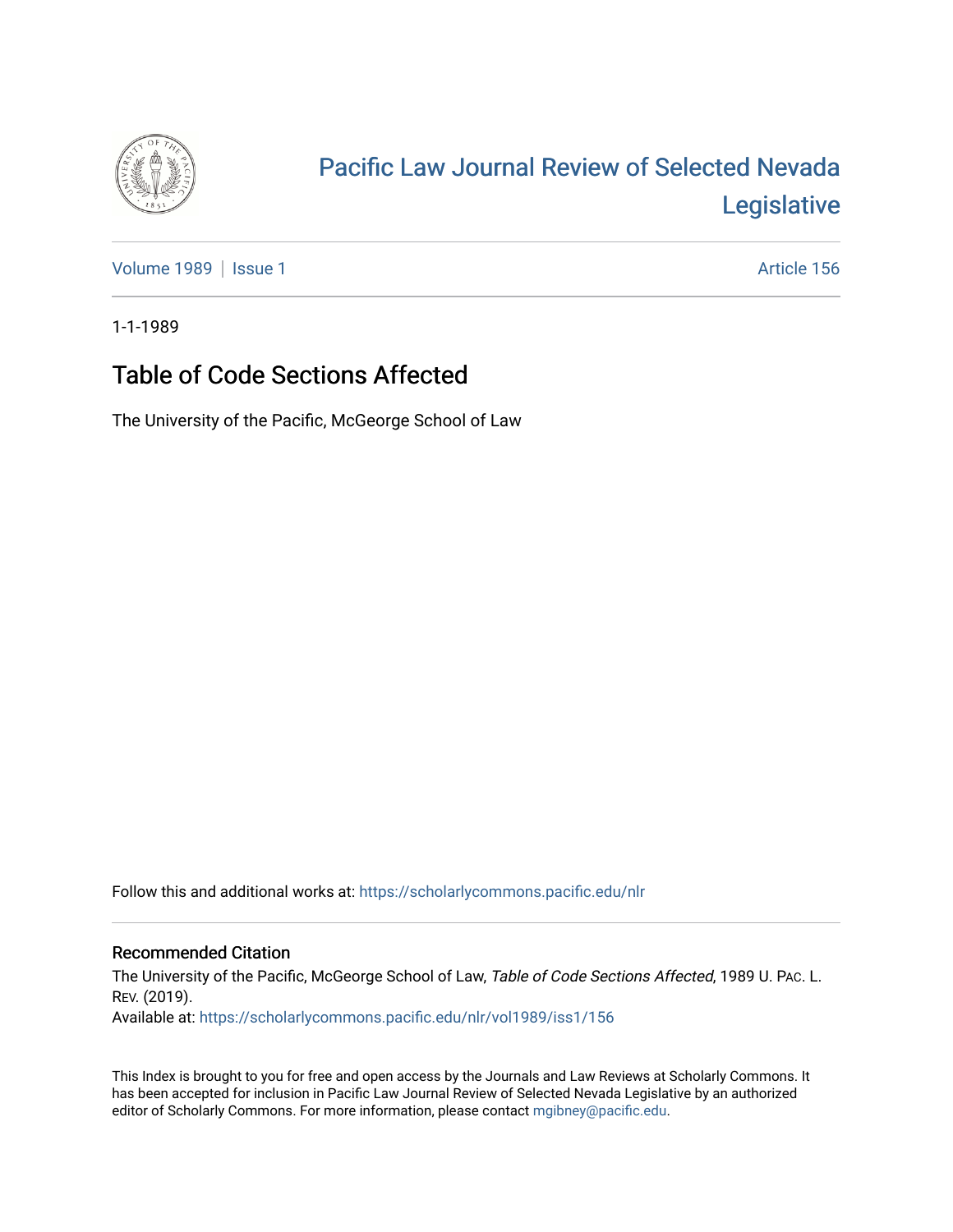# Pacific Law Journal Review of Selected Nevada Legislative

Volume 1989 | Issue 1 Article 156

1-1-1989

## Table of Code Sections Affected

The University of the Pacific, McGeorge School of Law

Follow this and additional works at: https://scholarlycommons.pacific.edu/nlr

### Recommended Citation

The University of the Pacific, McGeorge School of Law, *Table of Code Sections Affected*, 1989 U. PAC. L. REV. (2019).
Available at: https://scholarlycommons.pacific.edu/nlr/vol1989/iss1/156

This Index is brought to you for free and open access by the Journals and Law Reviews at Scholarly Commons. It has been accepted for inclusion in Pacific Law Journal Review of Selected Nevada Legislative by an authorized editor of Scholarly Commons. For more information, please contact mgibney@pacific.edu.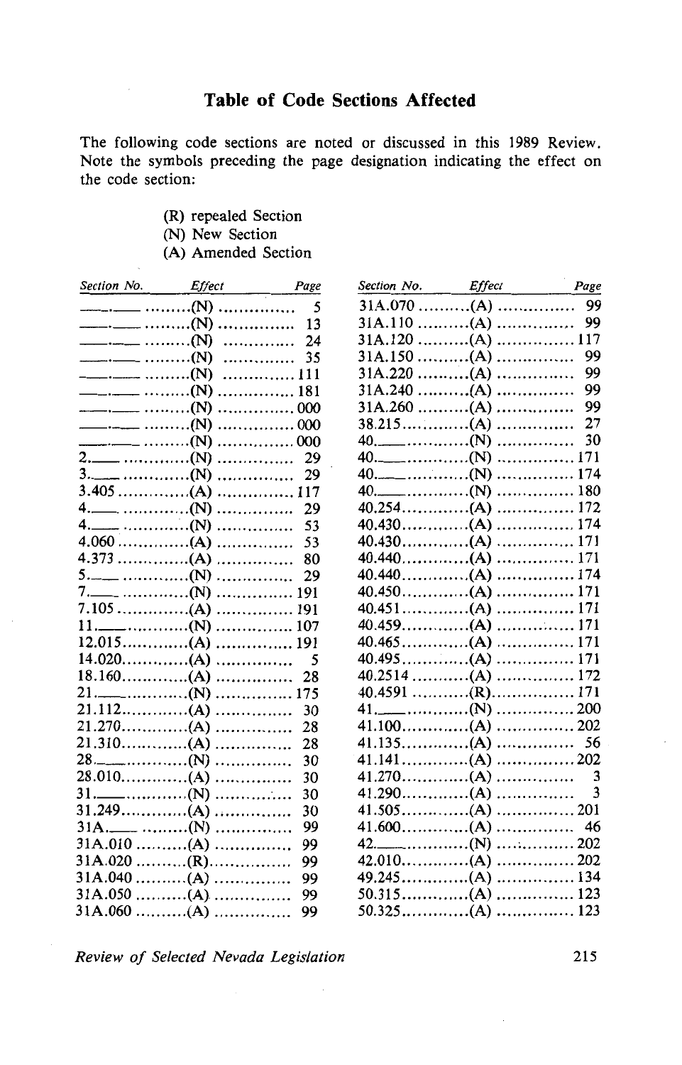## Table of Code Sections Affected

The following code sections are noted or discussed in this 1989 Review. Note the symbols preceding the page designation indicating the effect on the code section:

- (R) repealed Section
- (N) New Section
- (A) Amended Section

| Section No. | Effect | Page |
|---|---|---|
| ___.___ | (N) | 5 |
| ___.___ | (N) | 13 |
| ___.___ | (N) | 24 |
| ___.___ | (N) | 35 |
| ___.___ | (N) | 111 |
| ___.___ | (N) | 181 |
| ___.___ | (N) | 000 |
| ___.___ | (N) | 000 |
| ___.___ | (N) | 000 |
| 2.___ | (N) | 29 |
| 3.___ | (N) | 29 |
| 3.405 | (A) | 117 |
| 4.___ | (N) | 29 |
| 4.___ | (N) | 53 |
| 4.060 | (A) | 53 |
| 4.373 | (A) | 80 |
| 5.___ | (N) | 29 |
| 7.___ | (N) | 191 |
| 7.105 | (A) | 191 |
| 11.___ | (N) | 107 |
| 12.015 | (A) | 191 |
| 14.020 | (A) | 5 |
| 18.160 | (A) | 28 |
| 21.___ | (N) | 175 |
| 21.112 | (A) | 30 |
| 21.270 | (A) | 28 |
| 21.310 | (A) | 28 |
| 28.___ | (N) | 30 |
| 28.010 | (A) | 30 |
| 31.___ | (N) | 30 |
| 31.249 | (A) | 30 |
| 31A.___ | (N) | 99 |
| 31A.010 | (A) | 99 |
| 31A.020 | (R) | 99 |
| 31A.040 | (A) | 99 |
| 31A.050 | (A) | 99 |
| 31A.060 | (A) | 99 |
| 31A.070 | (A) | 99 |
| 31A.110 | (A) | 99 |
| 31A.120 | (A) | 117 |
| 31A.150 | (A) | 99 |
| 31A.220 | (A) | 99 |
| 31A.240 | (A) | 99 |
| 31A.260 | (A) | 99 |
| 38.215 | (A) | 27 |
| 40.___ | (N) | 30 |
| 40.___ | (N) | 171 |
| 40.___ | (N) | 174 |
| 40.___ | (N) | 180 |
| 40.254 | (A) | 172 |
| 40.430 | (A) | 174 |
| 40.430 | (A) | 171 |
| 40.440 | (A) | 171 |
| 40.440 | (A) | 174 |
| 40.450 | (A) | 171 |
| 40.451 | (A) | 171 |
| 40.459 | (A) | 171 |
| 40.465 | (A) | 171 |
| 40.495 | (A) | 171 |
| 40.2514 | (A) | 172 |
| 40.4591 | (R) | 171 |
| 41.___ | (N) | 200 |
| 41.100 | (A) | 202 |
| 41.135 | (A) | 56 |
| 41.141 | (A) | 202 |
| 41.270 | (A) | 3 |
| 41.290 | (A) | 3 |
| 41.505 | (A) | 201 |
| 41.600 | (A) | 46 |
| 42.___ | (N) | 202 |
| 42.010 | (A) | 202 |
| 49.245 | (A) | 134 |
| 50.315 | (A) | 123 |
| 50.325 | (A) | 123 |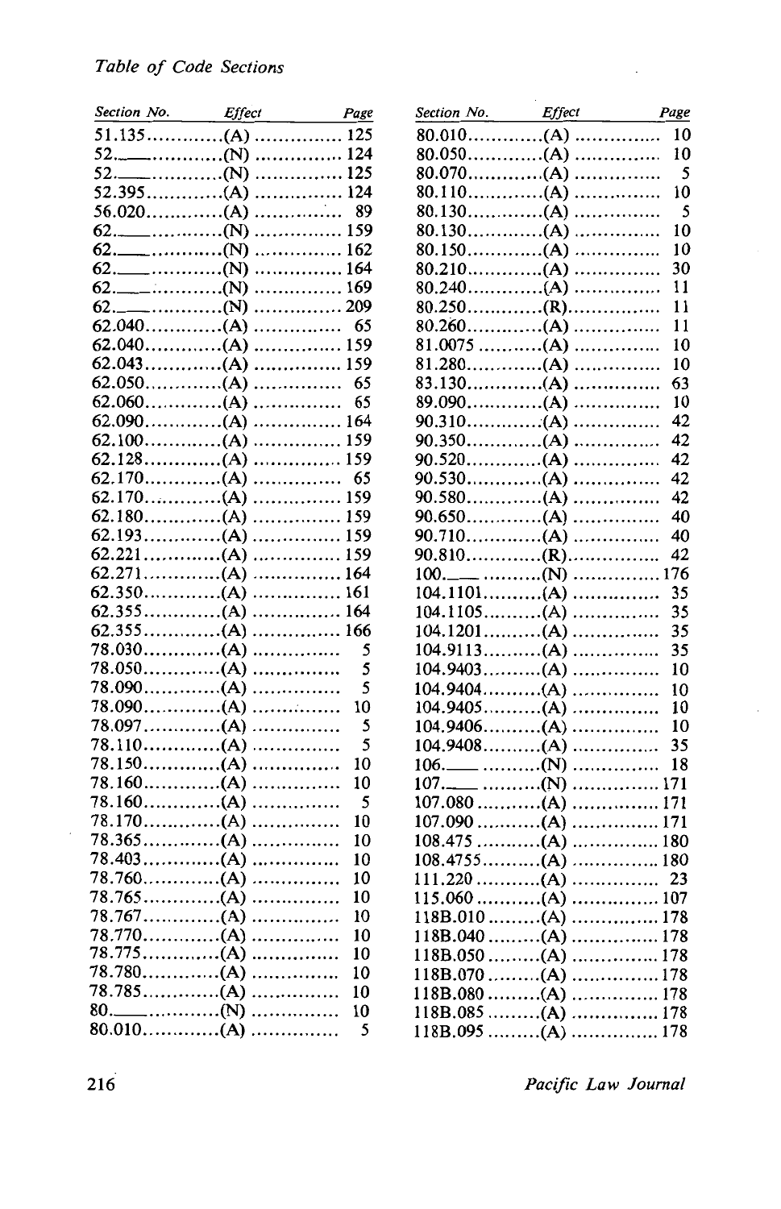*Table of Code Sections*

| Section No. | Effect | Page |
|---|---|---|
| 51.135 | (A) | 125 |
| 52.___ | (N) | 124 |
| 52.___ | (N) | 125 |
| 52.395 | (A) | 124 |
| 56.020 | (A) | 89 |
| 62.___ | (N) | 159 |
| 62.___ | (N) | 162 |
| 62.___ | (N) | 164 |
| 62.___ | (N) | 169 |
| 62.___ | (N) | 209 |
| 62.040 | (A) | 65 |
| 62.040 | (A) | 159 |
| 62.043 | (A) | 159 |
| 62.050 | (A) | 65 |
| 62.060 | (A) | 65 |
| 62.090 | (A) | 164 |
| 62.100 | (A) | 159 |
| 62.128 | (A) | 159 |
| 62.170 | (A) | 65 |
| 62.170 | (A) | 159 |
| 62.180 | (A) | 159 |
| 62.193 | (A) | 159 |
| 62.221 | (A) | 159 |
| 62.271 | (A) | 164 |
| 62.350 | (A) | 161 |
| 62.355 | (A) | 164 |
| 62.355 | (A) | 166 |
| 78.030 | (A) | 5 |
| 78.050 | (A) | 5 |
| 78.090 | (A) | 5 |
| 78.090 | (A) | 10 |
| 78.097 | (A) | 5 |
| 78.110 | (A) | 5 |
| 78.150 | (A) | 10 |
| 78.160 | (A) | 10 |
| 78.160 | (A) | 5 |
| 78.170 | (A) | 10 |
| 78.365 | (A) | 10 |
| 78.403 | (A) | 10 |
| 78.760 | (A) | 10 |
| 78.765 | (A) | 10 |
| 78.767 | (A) | 10 |
| 78.770 | (A) | 10 |
| 78.775 | (A) | 10 |
| 78.780 | (A) | 10 |
| 78.785 | (A) | 10 |
| 80.___ | (N) | 10 |
| 80.010 | (A) | 5 |
| 80.010 | (A) | 10 |
| 80.050 | (A) | 10 |
| 80.070 | (A) | 5 |
| 80.110 | (A) | 10 |
| 80.130 | (A) | 5 |
| 80.130 | (A) | 10 |
| 80.150 | (A) | 10 |
| 80.210 | (A) | 30 |
| 80.240 | (A) | 11 |
| 80.250 | (R) | 11 |
| 80.260 | (A) | 11 |
| 81.0075 | (A) | 10 |
| 81.280 | (A) | 10 |
| 83.130 | (A) | 63 |
| 89.090 | (A) | 10 |
| 90.310 | (A) | 42 |
| 90.350 | (A) | 42 |
| 90.520 | (A) | 42 |
| 90.530 | (A) | 42 |
| 90.580 | (A) | 42 |
| 90.650 | (A) | 40 |
| 90.710 | (A) | 40 |
| 90.810 | (R) | 42 |
| 100.___ | (N) | 176 |
| 104.1101 | (A) | 35 |
| 104.1105 | (A) | 35 |
| 104.1201 | (A) | 35 |
| 104.9113 | (A) | 35 |
| 104.9403 | (A) | 10 |
| 104.9404 | (A) | 10 |
| 104.9405 | (A) | 10 |
| 104.9406 | (A) | 10 |
| 104.9408 | (A) | 35 |
| 106.___ | (N) | 18 |
| 107.___ | (N) | 171 |
| 107.080 | (A) | 171 |
| 107.090 | (A) | 171 |
| 108.475 | (A) | 180 |
| 108.4755 | (A) | 180 |
| 111.220 | (A) | 23 |
| 115.060 | (A) | 107 |
| 118B.010 | (A) | 178 |
| 118B.040 | (A) | 178 |
| 118B.050 | (A) | 178 |
| 118B.070 | (A) | 178 |
| 118B.080 | (A) | 178 |
| 118B.085 | (A) | 178 |
| 118B.095 | (A) | 178 |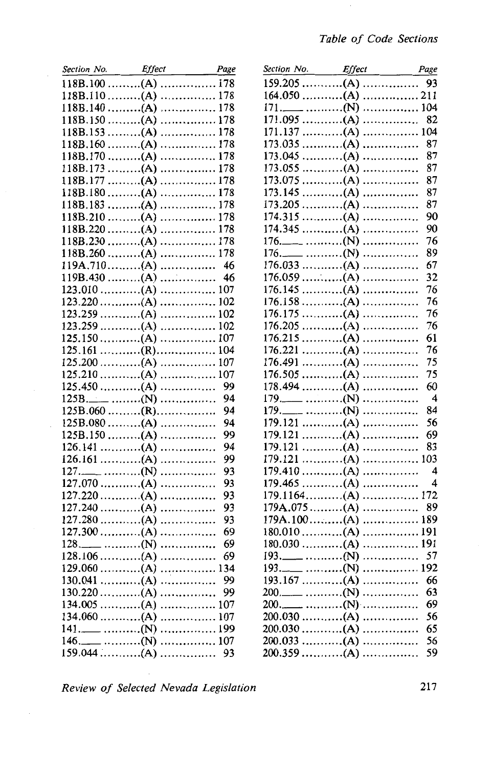| Section No. | Effect | Page |
|---|---|---|
| 118B.100 | (A) | 178 |
| 118B.110 | (A) | 178 |
| 118B.140 | (A) | 178 |
| 118B.150 | (A) | 178 |
| 118B.153 | (A) | 178 |
| 118B.160 | (A) | 178 |
| 118B.170 | (A) | 178 |
| 118B.173 | (A) | 178 |
| 118B.177 | (A) | 178 |
| 118B.180 | (A) | 178 |
| 118B.183 | (A) | 178 |
| 118B.210 | (A) | 178 |
| 118B.220 | (A) | 178 |
| 118B.230 | (A) | 178 |
| 118B.260 | (A) | 178 |
| 119A.710 | (A) | 46 |
| 119B.430 | (A) | 46 |
| 123.010 | (A) | 107 |
| 123.220 | (A) | 102 |
| 123.259 | (A) | 102 |
| 123.259 | (A) | 102 |
| 125.150 | (A) | 107 |
| 125.161 | (R) | 104 |
| 125.200 | (A) | 107 |
| 125.210 | (A) | 107 |
| 125.450 | (A) | 99 |
| 125B.___ | (N) | 94 |
| 125B.060 | (R) | 94 |
| 125B.080 | (A) | 94 |
| 125B.150 | (A) | 99 |
| 126.141 | (A) | 94 |
| 126.161 | (A) | 99 |
| 127.___ | (N) | 93 |
| 127.070 | (A) | 93 |
| 127.220 | (A) | 93 |
| 127.240 | (A) | 93 |
| 127.280 | (A) | 93 |
| 127.300 | (A) | 69 |
| 128.___ | (N) | 69 |
| 128.106 | (A) | 69 |
| 129.060 | (A) | 134 |
| 130.041 | (A) | 99 |
| 130.220 | (A) | 99 |
| 134.005 | (A) | 107 |
| 134.060 | (A) | 107 |
| 141.___ | (N) | 199 |
| 146.___ | (N) | 107 |
| 159.044 | (A) | 93 |
| 159.205 | (A) | 93 |
| 164.050 | (A) | 211 |
| 171.___ | (N) | 104 |
| 171.095 | (A) | 82 |
| 171.137 | (A) | 104 |
| 173.035 | (A) | 87 |
| 173.045 | (A) | 87 |
| 173.055 | (A) | 87 |
| 173.075 | (A) | 87 |
| 173.145 | (A) | 87 |
| 173.205 | (A) | 87 |
| 174.315 | (A) | 90 |
| 174.345 | (A) | 90 |
| 176.___ | (N) | 76 |
| 176.___ | (N) | 89 |
| 176.033 | (A) | 67 |
| 176.059 | (A) | 32 |
| 176.145 | (A) | 76 |
| 176.158 | (A) | 76 |
| 176.175 | (A) | 76 |
| 176.205 | (A) | 76 |
| 176.215 | (A) | 61 |
| 176.221 | (A) | 76 |
| 176.491 | (A) | 75 |
| 176.505 | (A) | 75 |
| 178.494 | (A) | 60 |
| 179.___ | (N) | 4 |
| 179.___ | (N) | 84 |
| 179.121 | (A) | 56 |
| 179.121 | (A) | 69 |
| 179.121 | (A) | 83 |
| 179.121 | (A) | 103 |
| 179.410 | (A) | 4 |
| 179.465 | (A) | 4 |
| 179.1164 | (A) | 172 |
| 179A.075 | (A) | 89 |
| 179A.100 | (A) | 189 |
| 180.010 | (A) | 191 |
| 180.030 | (A) | 191 |
| 193.___ | (N) | 57 |
| 193.___ | (N) | 192 |
| 193.167 | (A) | 66 |
| 200.___ | (N) | 63 |
| 200.___ | (N) | 69 |
| 200.030 | (A) | 56 |
| 200.030 | (A) | 65 |
| 200.033 | (A) | 56 |
| 200.359 | (A) | 59 |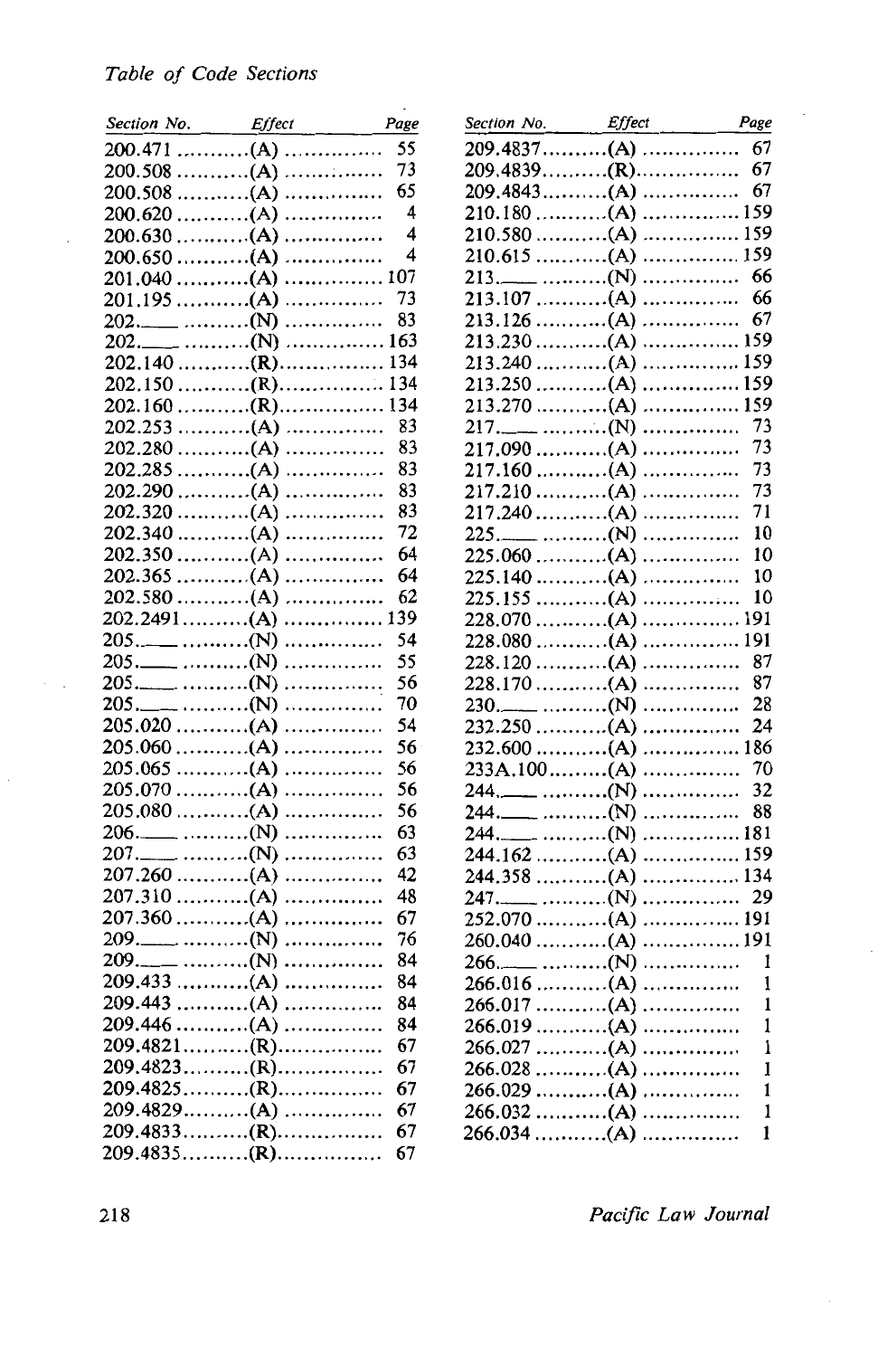## Table of Code Sections

| Section No. | Effect | Page |
|---|---|---|
| 200.471 | (A) | 55 |
| 200.508 | (A) | 73 |
| 200.508 | (A) | 65 |
| 200.620 | (A) | 4 |
| 200.630 | (A) | 4 |
| 200.650 | (A) | 4 |
| 201.040 | (A) | 107 |
| 201.195 | (A) | 73 |
| 202.___ | (N) | 83 |
| 202.___ | (N) | 163 |
| 202.140 | (R) | 134 |
| 202.150 | (R) | 134 |
| 202.160 | (R) | 134 |
| 202.253 | (A) | 83 |
| 202.280 | (A) | 83 |
| 202.285 | (A) | 83 |
| 202.290 | (A) | 83 |
| 202.320 | (A) | 83 |
| 202.340 | (A) | 72 |
| 202.350 | (A) | 64 |
| 202.365 | (A) | 64 |
| 202.580 | (A) | 62 |
| 202.2491 | (A) | 139 |
| 205.___ | (N) | 54 |
| 205.___ | (N) | 55 |
| 205.___ | (N) | 56 |
| 205.___ | (N) | 70 |
| 205.020 | (A) | 54 |
| 205.060 | (A) | 56 |
| 205.065 | (A) | 56 |
| 205.070 | (A) | 56 |
| 205.080 | (A) | 56 |
| 206.___ | (N) | 63 |
| 207.___ | (N) | 63 |
| 207.260 | (A) | 42 |
| 207.310 | (A) | 48 |
| 207.360 | (A) | 67 |
| 209.___ | (N) | 76 |
| 209.___ | (N) | 84 |
| 209.433 | (A) | 84 |
| 209.443 | (A) | 84 |
| 209.446 | (A) | 84 |
| 209.4821 | (R) | 67 |
| 209.4823 | (R) | 67 |
| 209.4825 | (R) | 67 |
| 209.4829 | (A) | 67 |
| 209.4833 | (R) | 67 |
| 209.4835 | (R) | 67 |
| 209.4837 | (A) | 67 |
| 209.4839 | (R) | 67 |
| 209.4843 | (A) | 67 |
| 210.180 | (A) | 159 |
| 210.580 | (A) | 159 |
| 210.615 | (A) | 159 |
| 213.___ | (N) | 66 |
| 213.107 | (A) | 66 |
| 213.126 | (A) | 67 |
| 213.230 | (A) | 159 |
| 213.240 | (A) | 159 |
| 213.250 | (A) | 159 |
| 213.270 | (A) | 159 |
| 217.___ | (N) | 73 |
| 217.090 | (A) | 73 |
| 217.160 | (A) | 73 |
| 217.210 | (A) | 73 |
| 217.240 | (A) | 71 |
| 225.___ | (N) | 10 |
| 225.060 | (A) | 10 |
| 225.140 | (A) | 10 |
| 225.155 | (A) | 10 |
| 228.070 | (A) | 191 |
| 228.080 | (A) | 191 |
| 228.120 | (A) | 87 |
| 228.170 | (A) | 87 |
| 230.___ | (N) | 28 |
| 232.250 | (A) | 24 |
| 232.600 | (A) | 186 |
| 233A.100 | (A) | 70 |
| 244.___ | (N) | 32 |
| 244.___ | (N) | 88 |
| 244.___ | (N) | 181 |
| 244.162 | (A) | 159 |
| 244.358 | (A) | 134 |
| 247.___ | (N) | 29 |
| 252.070 | (A) | 191 |
| 260.040 | (A) | 191 |
| 266.___ | (N) | 1 |
| 266.016 | (A) | 1 |
| 266.017 | (A) | 1 |
| 266.019 | (A) | 1 |
| 266.027 | (A) | 1 |
| 266.028 | (A) | 1 |
| 266.029 | (A) | 1 |
| 266.032 | (A) | 1 |
| 266.034 | (A) | 1 |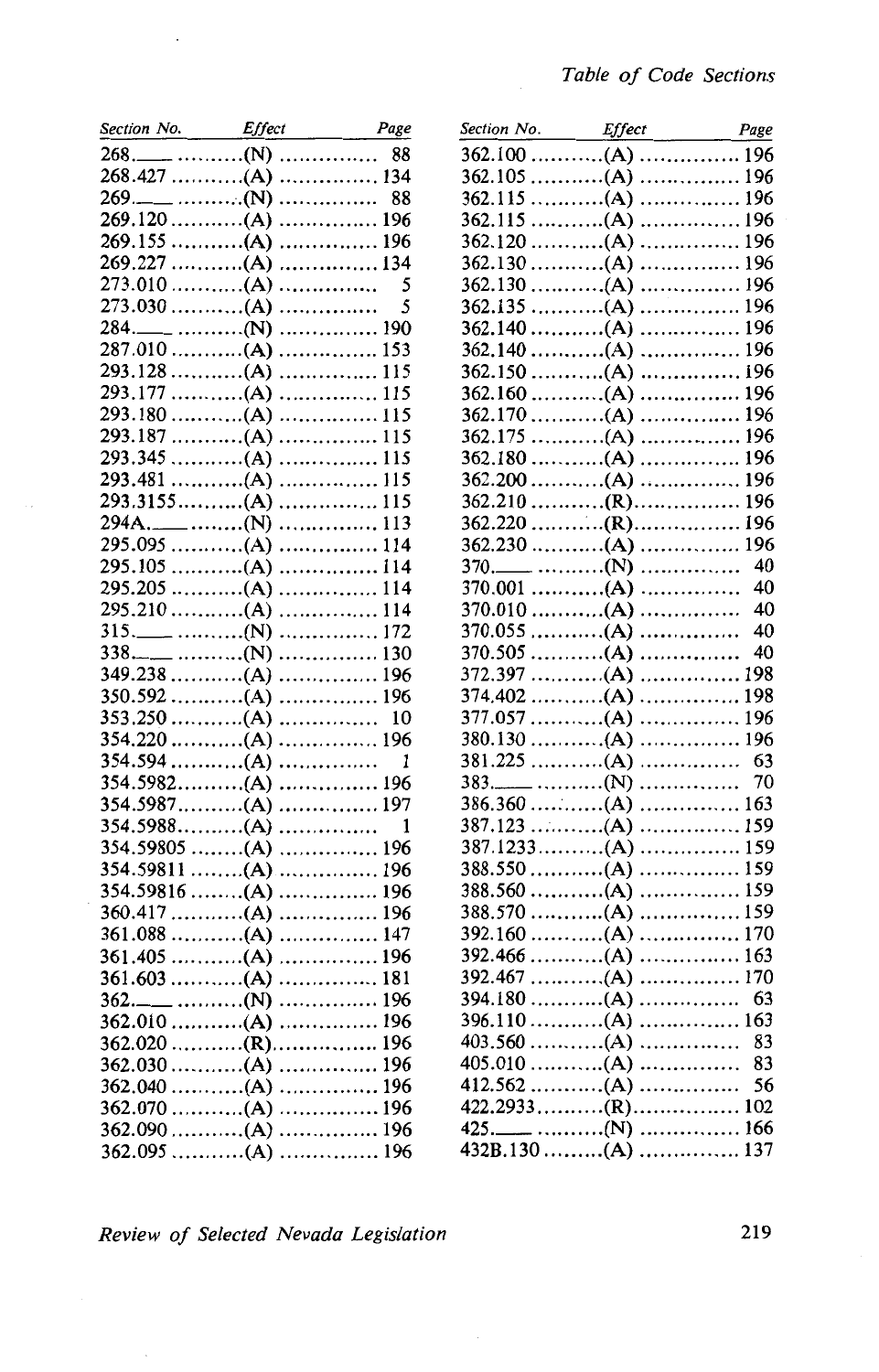| Section No. | Effect | Page |
|---|---|---|
| 268.___ | (N) | 88 |
| 268.427 | (A) | 134 |
| 269.___ | (N) | 88 |
| 269.120 | (A) | 196 |
| 269.155 | (A) | 196 |
| 269.227 | (A) | 134 |
| 273.010 | (A) | 5 |
| 273.030 | (A) | 5 |
| 284.___ | (N) | 190 |
| 287.010 | (A) | 153 |
| 293.128 | (A) | 115 |
| 293.177 | (A) | 115 |
| 293.180 | (A) | 115 |
| 293.187 | (A) | 115 |
| 293.345 | (A) | 115 |
| 293.481 | (A) | 115 |
| 293.3155 | (A) | 115 |
| 294A.___ | (N) | 113 |
| 295.095 | (A) | 114 |
| 295.105 | (A) | 114 |
| 295.205 | (A) | 114 |
| 295.210 | (A) | 114 |
| 315.___ | (N) | 172 |
| 338.___ | (N) | 130 |
| 349.238 | (A) | 196 |
| 350.592 | (A) | 196 |
| 353.250 | (A) | 10 |
| 354.220 | (A) | 196 |
| 354.594 | (A) | 1 |
| 354.5982 | (A) | 196 |
| 354.5987 | (A) | 197 |
| 354.5988 | (A) | 1 |
| 354.59805 | (A) | 196 |
| 354.59811 | (A) | 196 |
| 354.59816 | (A) | 196 |
| 360.417 | (A) | 196 |
| 361.088 | (A) | 147 |
| 361.405 | (A) | 196 |
| 361.603 | (A) | 181 |
| 362.___ | (N) | 196 |
| 362.010 | (A) | 196 |
| 362.020 | (R) | 196 |
| 362.030 | (A) | 196 |
| 362.040 | (A) | 196 |
| 362.070 | (A) | 196 |
| 362.090 | (A) | 196 |
| 362.095 | (A) | 196 |
| 362.100 | (A) | 196 |
| 362.105 | (A) | 196 |
| 362.115 | (A) | 196 |
| 362.115 | (A) | 196 |
| 362.120 | (A) | 196 |
| 362.130 | (A) | 196 |
| 362.130 | (A) | 196 |
| 362.135 | (A) | 196 |
| 362.140 | (A) | 196 |
| 362.140 | (A) | 196 |
| 362.150 | (A) | 196 |
| 362.160 | (A) | 196 |
| 362.170 | (A) | 196 |
| 362.175 | (A) | 196 |
| 362.180 | (A) | 196 |
| 362.200 | (A) | 196 |
| 362.210 | (R) | 196 |
| 362.220 | (R) | 196 |
| 362.230 | (A) | 196 |
| 370.___ | (N) | 40 |
| 370.001 | (A) | 40 |
| 370.010 | (A) | 40 |
| 370.055 | (A) | 40 |
| 370.505 | (A) | 40 |
| 372.397 | (A) | 198 |
| 374.402 | (A) | 198 |
| 377.057 | (A) | 196 |
| 380.130 | (A) | 196 |
| 381.225 | (A) | 63 |
| 383.___ | (N) | 70 |
| 386.360 | (A) | 163 |
| 387.123 | (A) | 159 |
| 387.1233 | (A) | 159 |
| 388.550 | (A) | 159 |
| 388.560 | (A) | 159 |
| 388.570 | (A) | 159 |
| 392.160 | (A) | 170 |
| 392.466 | (A) | 163 |
| 392.467 | (A) | 170 |
| 394.180 | (A) | 63 |
| 396.110 | (A) | 163 |
| 403.560 | (A) | 83 |
| 405.010 | (A) | 83 |
| 412.562 | (A) | 56 |
| 422.2933 | (R) | 102 |
| 425.___ | (N) | 166 |
| 432B.130 | (A) | 137 |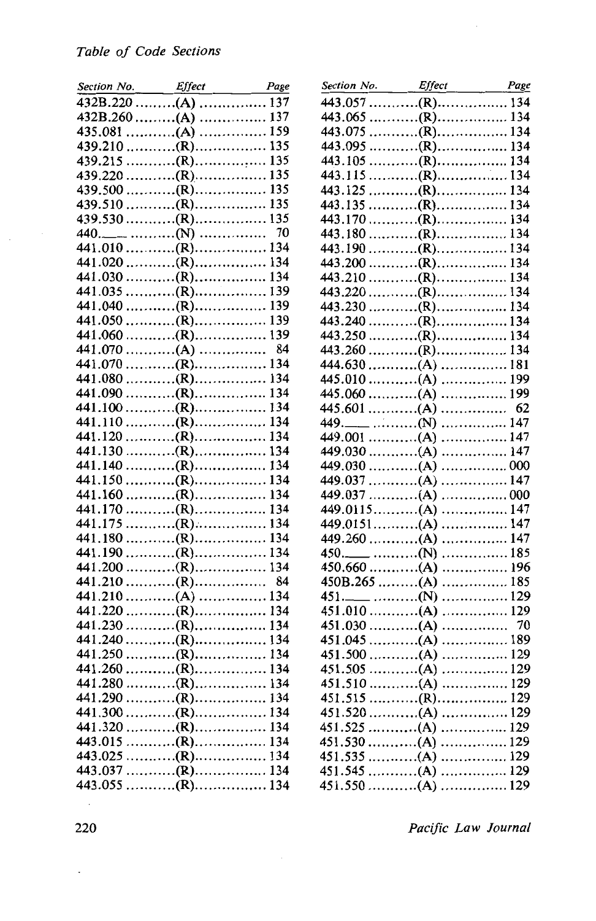*Table of Code Sections*

| Section No. | Effect | Page |
|---|---|---|
| 432B.220 | (A) | 137 |
| 432B.260 | (A) | 137 |
| 435.081 | (A) | 159 |
| 439.210 | (R) | 135 |
| 439.215 | (R) | 135 |
| 439.220 | (R) | 135 |
| 439.500 | (R) | 135 |
| 439.510 | (R) | 135 |
| 439.530 | (R) | 135 |
| 440.___ | (N) | 70 |
| 441.010 | (R) | 134 |
| 441.020 | (R) | 134 |
| 441.030 | (R) | 134 |
| 441.035 | (R) | 139 |
| 441.040 | (R) | 139 |
| 441.050 | (R) | 139 |
| 441.060 | (R) | 139 |
| 441.070 | (A) | 84 |
| 441.070 | (R) | 134 |
| 441.080 | (R) | 134 |
| 441.090 | (R) | 134 |
| 441.100 | (R) | 134 |
| 441.110 | (R) | 134 |
| 441.120 | (R) | 134 |
| 441.130 | (R) | 134 |
| 441.140 | (R) | 134 |
| 441.150 | (R) | 134 |
| 441.160 | (R) | 134 |
| 441.170 | (R) | 134 |
| 441.175 | (R) | 134 |
| 441.180 | (R) | 134 |
| 441.190 | (R) | 134 |
| 441.200 | (R) | 134 |
| 441.210 | (R) | 84 |
| 441.210 | (A) | 134 |
| 441.220 | (R) | 134 |
| 441.230 | (R) | 134 |
| 441.240 | (R) | 134 |
| 441.250 | (R) | 134 |
| 441.260 | (R) | 134 |
| 441.280 | (R) | 134 |
| 441.290 | (R) | 134 |
| 441.300 | (R) | 134 |
| 441.320 | (R) | 134 |
| 443.015 | (R) | 134 |
| 443.025 | (R) | 134 |
| 443.037 | (R) | 134 |
| 443.055 | (R) | 134 |
| 443.057 | (R) | 134 |
| 443.065 | (R) | 134 |
| 443.075 | (R) | 134 |
| 443.095 | (R) | 134 |
| 443.105 | (R) | 134 |
| 443.115 | (R) | 134 |
| 443.125 | (R) | 134 |
| 443.135 | (R) | 134 |
| 443.170 | (R) | 134 |
| 443.180 | (R) | 134 |
| 443.190 | (R) | 134 |
| 443.200 | (R) | 134 |
| 443.210 | (R) | 134 |
| 443.220 | (R) | 134 |
| 443.230 | (R) | 134 |
| 443.240 | (R) | 134 |
| 443.250 | (R) | 134 |
| 443.260 | (R) | 134 |
| 444.630 | (A) | 181 |
| 445.010 | (A) | 199 |
| 445.060 | (A) | 199 |
| 445.601 | (A) | 62 |
| 449.___ | (N) | 147 |
| 449.001 | (A) | 147 |
| 449.030 | (A) | 147 |
| 449.030 | (A) | 000 |
| 449.037 | (A) | 147 |
| 449.037 | (A) | 000 |
| 449.0115 | (A) | 147 |
| 449.0151 | (A) | 147 |
| 449.260 | (A) | 147 |
| 450.___ | (N) | 185 |
| 450.660 | (A) | 196 |
| 450B.265 | (A) | 185 |
| 451.___ | (N) | 129 |
| 451.010 | (A) | 129 |
| 451.030 | (A) | 70 |
| 451.045 | (A) | 189 |
| 451.500 | (A) | 129 |
| 451.505 | (A) | 129 |
| 451.510 | (A) | 129 |
| 451.515 | (R) | 129 |
| 451.520 | (A) | 129 |
| 451.525 | (A) | 129 |
| 451.530 | (A) | 129 |
| 451.535 | (A) | 129 |
| 451.545 | (A) | 129 |
| 451.550 | (A) | 129 |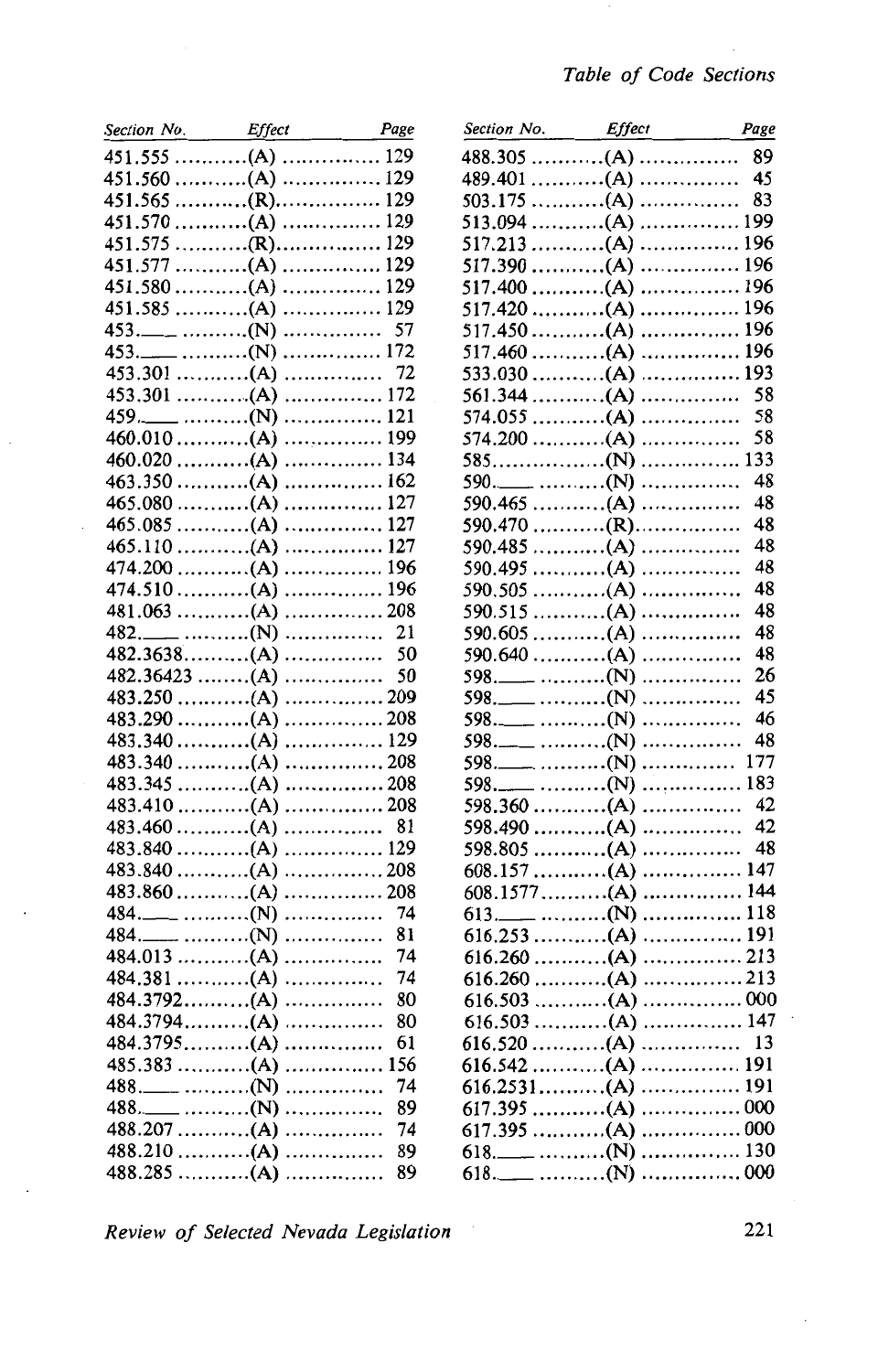| Section No. | Effect | Page |
|---|---|---|
| 451.555 | (A) | 129 |
| 451.560 | (A) | 129 |
| 451.565 | (R) | 129 |
| 451.570 | (A) | 129 |
| 451.575 | (R) | 129 |
| 451.577 | (A) | 129 |
| 451.580 | (A) | 129 |
| 451.585 | (A) | 129 |
| 453.___ | (N) | 57 |
| 453.___ | (N) | 172 |
| 453.301 | (A) | 72 |
| 453.301 | (A) | 172 |
| 459.___ | (N) | 121 |
| 460.010 | (A) | 199 |
| 460.020 | (A) | 134 |
| 463.350 | (A) | 162 |
| 465.080 | (A) | 127 |
| 465.085 | (A) | 127 |
| 465.110 | (A) | 127 |
| 474.200 | (A) | 196 |
| 474.510 | (A) | 196 |
| 481.063 | (A) | 208 |
| 482.___ | (N) | 21 |
| 482.3638 | (A) | 50 |
| 482.36423 | (A) | 50 |
| 483.250 | (A) | 209 |
| 483.290 | (A) | 208 |
| 483.340 | (A) | 129 |
| 483.340 | (A) | 208 |
| 483.345 | (A) | 208 |
| 483.410 | (A) | 208 |
| 483.460 | (A) | 81 |
| 483.840 | (A) | 129 |
| 483.840 | (A) | 208 |
| 483.860 | (A) | 208 |
| 484.___ | (N) | 74 |
| 484.___ | (N) | 81 |
| 484.013 | (A) | 74 |
| 484.381 | (A) | 74 |
| 484.3792 | (A) | 80 |
| 484.3794 | (A) | 80 |
| 484.3795 | (A) | 61 |
| 485.383 | (A) | 156 |
| 488.___ | (N) | 74 |
| 488.___ | (N) | 89 |
| 488.207 | (A) | 74 |
| 488.210 | (A) | 89 |
| 488.285 | (A) | 89 |
| 488.305 | (A) | 89 |
| 489.401 | (A) | 45 |
| 503.175 | (A) | 83 |
| 513.094 | (A) | 199 |
| 517.213 | (A) | 196 |
| 517.390 | (A) | 196 |
| 517.400 | (A) | 196 |
| 517.420 | (A) | 196 |
| 517.450 | (A) | 196 |
| 517.460 | (A) | 196 |
| 533.030 | (A) | 193 |
| 561.344 | (A) | 58 |
| 574.055 | (A) | 58 |
| 574.200 | (A) | 58 |
| 585 | (N) | 133 |
| 590.___ | (N) | 48 |
| 590.465 | (A) | 48 |
| 590.470 | (R) | 48 |
| 590.485 | (A) | 48 |
| 590.495 | (A) | 48 |
| 590.505 | (A) | 48 |
| 590.515 | (A) | 48 |
| 590.605 | (A) | 48 |
| 590.640 | (A) | 48 |
| 598.___ | (N) | 26 |
| 598.___ | (N) | 45 |
| 598.___ | (N) | 46 |
| 598.___ | (N) | 48 |
| 598.___ | (N) | 177 |
| 598.___ | (N) | 183 |
| 598.360 | (A) | 42 |
| 598.490 | (A) | 42 |
| 598.805 | (A) | 48 |
| 608.157 | (A) | 147 |
| 608.1577 | (A) | 144 |
| 613.___ | (N) | 118 |
| 616.253 | (A) | 191 |
| 616.260 | (A) | 213 |
| 616.260 | (A) | 213 |
| 616.503 | (A) | 000 |
| 616.503 | (A) | 147 |
| 616.520 | (A) | 13 |
| 616.542 | (A) | 191 |
| 616.2531 | (A) | 191 |
| 617.395 | (A) | 000 |
| 617.395 | (A) | 000 |
| 618.___ | (N) | 130 |
| 618.___ | (N) | 000 |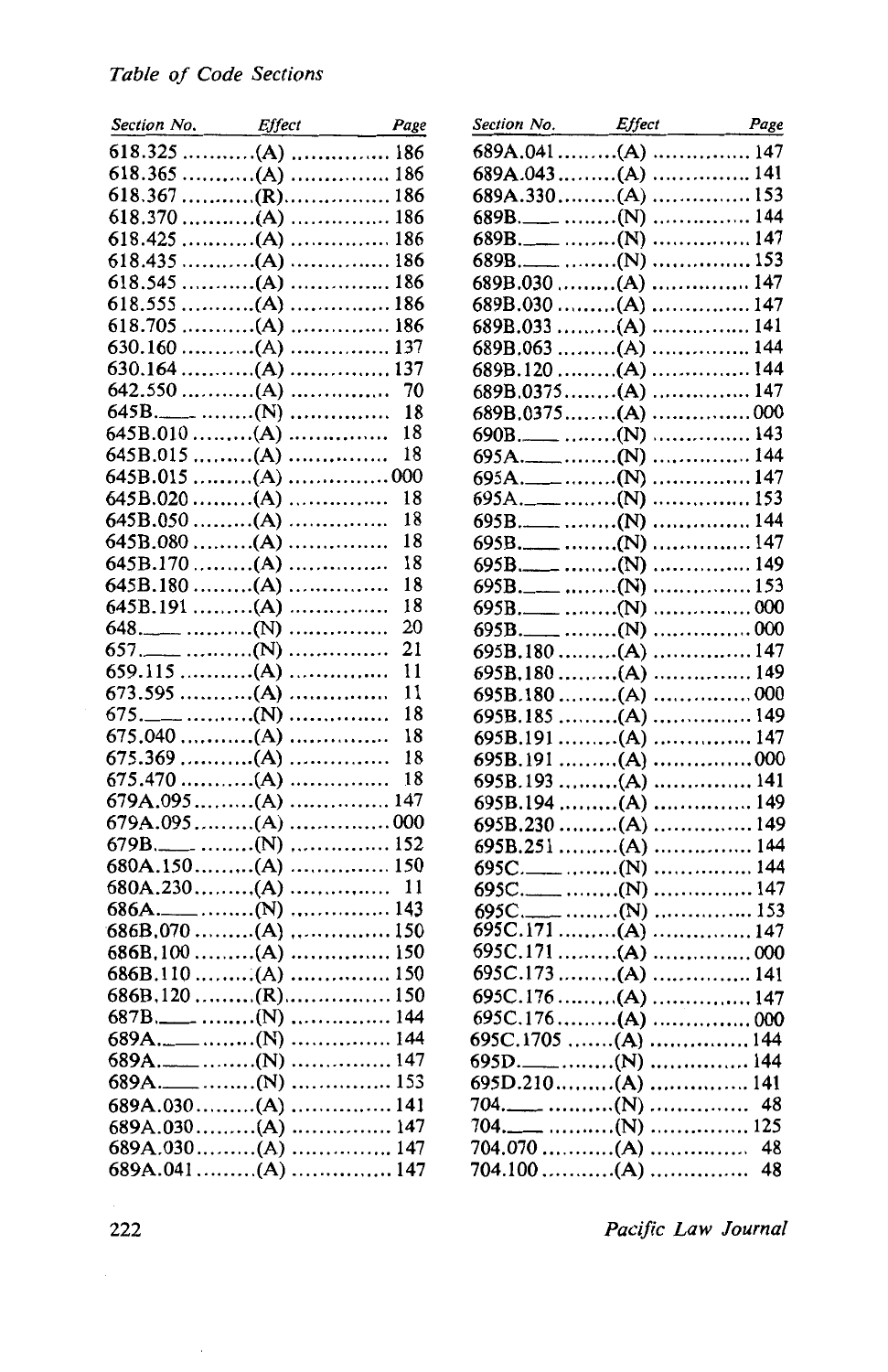*Table of Code Sections*

| Section No. | Effect | Page |
|---|---|---|
| 618.325 | (A) | 186 |
| 618.365 | (A) | 186 |
| 618.367 | (R) | 186 |
| 618.370 | (A) | 186 |
| 618.425 | (A) | 186 |
| 618.435 | (A) | 186 |
| 618.545 | (A) | 186 |
| 618.555 | (A) | 186 |
| 618.705 | (A) | 186 |
| 630.160 | (A) | 137 |
| 630.164 | (A) | 137 |
| 642.550 | (A) | 70 |
| 645B.___ | (N) | 18 |
| 645B.010 | (A) | 18 |
| 645B.015 | (A) | 18 |
| 645B.015 | (A) | 000 |
| 645B.020 | (A) | 18 |
| 645B.050 | (A) | 18 |
| 645B.080 | (A) | 18 |
| 645B.170 | (A) | 18 |
| 645B.180 | (A) | 18 |
| 645B.191 | (A) | 18 |
| 648.___ | (N) | 20 |
| 657.___ | (N) | 21 |
| 659.115 | (A) | 11 |
| 673.595 | (A) | 11 |
| 675.___ | (N) | 18 |
| 675.040 | (A) | 18 |
| 675.369 | (A) | 18 |
| 675.470 | (A) | 18 |
| 679A.095 | (A) | 147 |
| 679A.095 | (A) | 000 |
| 679B.___ | (N) | 152 |
| 680A.150 | (A) | 150 |
| 680A.230 | (A) | 11 |
| 686A.___ | (N) | 143 |
| 686B.070 | (A) | 150 |
| 686B.100 | (A) | 150 |
| 686B.110 | (A) | 150 |
| 686B.120 | (R) | 150 |
| 687B.___ | (N) | 144 |
| 689A.___ | (N) | 144 |
| 689A.___ | (N) | 147 |
| 689A.___ | (N) | 153 |
| 689A.030 | (A) | 141 |
| 689A.030 | (A) | 147 |
| 689A.030 | (A) | 147 |
| 689A.041 | (A) | 147 |
| 689A.041 | (A) | 147 |
| 689A.043 | (A) | 141 |
| 689A.330 | (A) | 153 |
| 689B.___ | (N) | 144 |
| 689B.___ | (N) | 147 |
| 689B.___ | (N) | 153 |
| 689B.030 | (A) | 147 |
| 689B.030 | (A) | 147 |
| 689B.033 | (A) | 141 |
| 689B.063 | (A) | 144 |
| 689B.120 | (A) | 144 |
| 689B.0375 | (A) | 147 |
| 689B.0375 | (A) | 000 |
| 690B.___ | (N) | 143 |
| 695A.___ | (N) | 144 |
| 695A.___ | (N) | 147 |
| 695A.___ | (N) | 153 |
| 695B.___ | (N) | 144 |
| 695B.___ | (N) | 147 |
| 695B.___ | (N) | 149 |
| 695B.___ | (N) | 153 |
| 695B.___ | (N) | 000 |
| 695B.___ | (N) | 000 |
| 695B.180 | (A) | 147 |
| 695B.180 | (A) | 149 |
| 695B.180 | (A) | 000 |
| 695B.185 | (A) | 149 |
| 695B.191 | (A) | 147 |
| 695B.191 | (A) | 000 |
| 695B.193 | (A) | 141 |
| 695B.194 | (A) | 149 |
| 695B.230 | (A) | 149 |
| 695B.251 | (A) | 144 |
| 695C.___ | (N) | 144 |
| 695C.___ | (N) | 147 |
| 695C.___ | (N) | 153 |
| 695C.171 | (A) | 147 |
| 695C.171 | (A) | 000 |
| 695C.173 | (A) | 141 |
| 695C.176 | (A) | 147 |
| 695C.176 | (A) | 000 |
| 695C.1705 | (A) | 144 |
| 695D.___ | (N) | 144 |
| 695D.210 | (A) | 141 |
| 704.___ | (N) | 48 |
| 704.___ | (N) | 125 |
| 704.070 | (A) | 48 |
| 704.100 | (A) | 48 |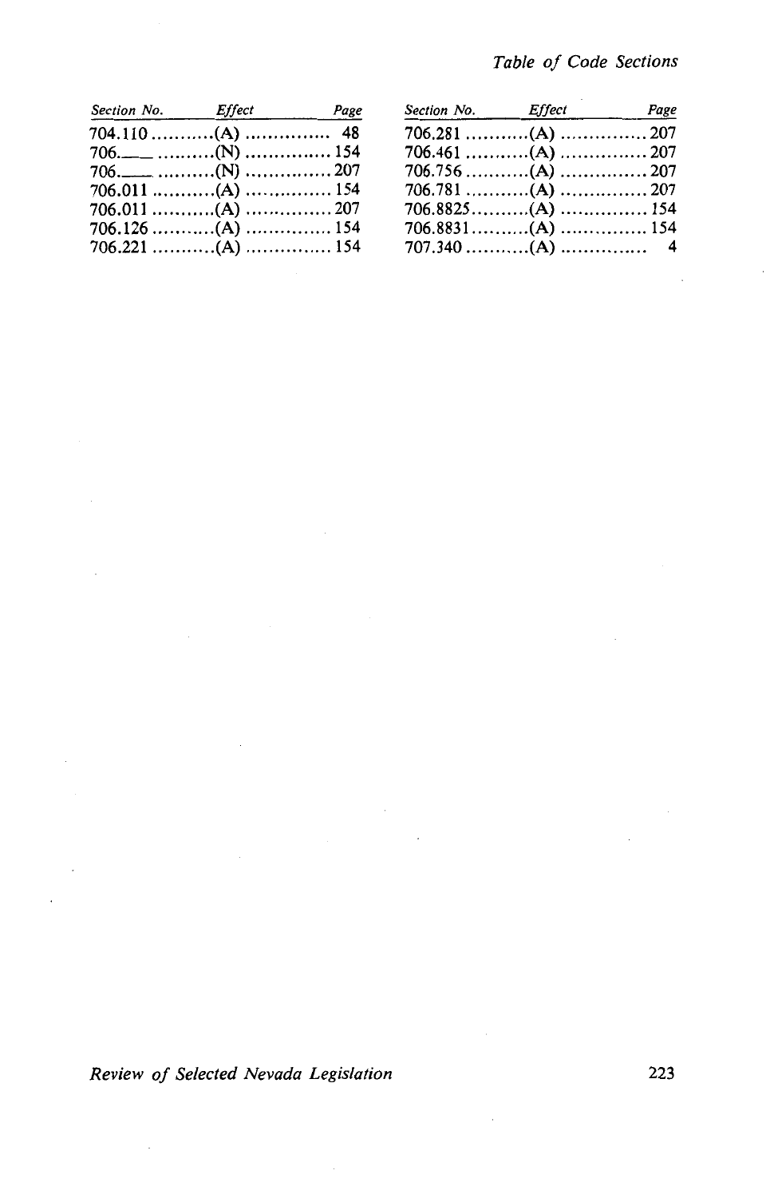| Section No. | Effect | Page |
|---|---|---|
| 704.110 | (A) | 48 |
| 706.___ | (N) | 154 |
| 706.___ | (N) | 207 |
| 706.011 | (A) | 154 |
| 706.011 | (A) | 207 |
| 706.126 | (A) | 154 |
| 706.221 | (A) | 154 |
| 706.281 | (A) | 207 |
| 706.461 | (A) | 207 |
| 706.756 | (A) | 207 |
| 706.781 | (A) | 207 |
| 706.8825 | (A) | 154 |
| 706.8831 | (A) | 154 |
| 707.340 | (A) | 4 |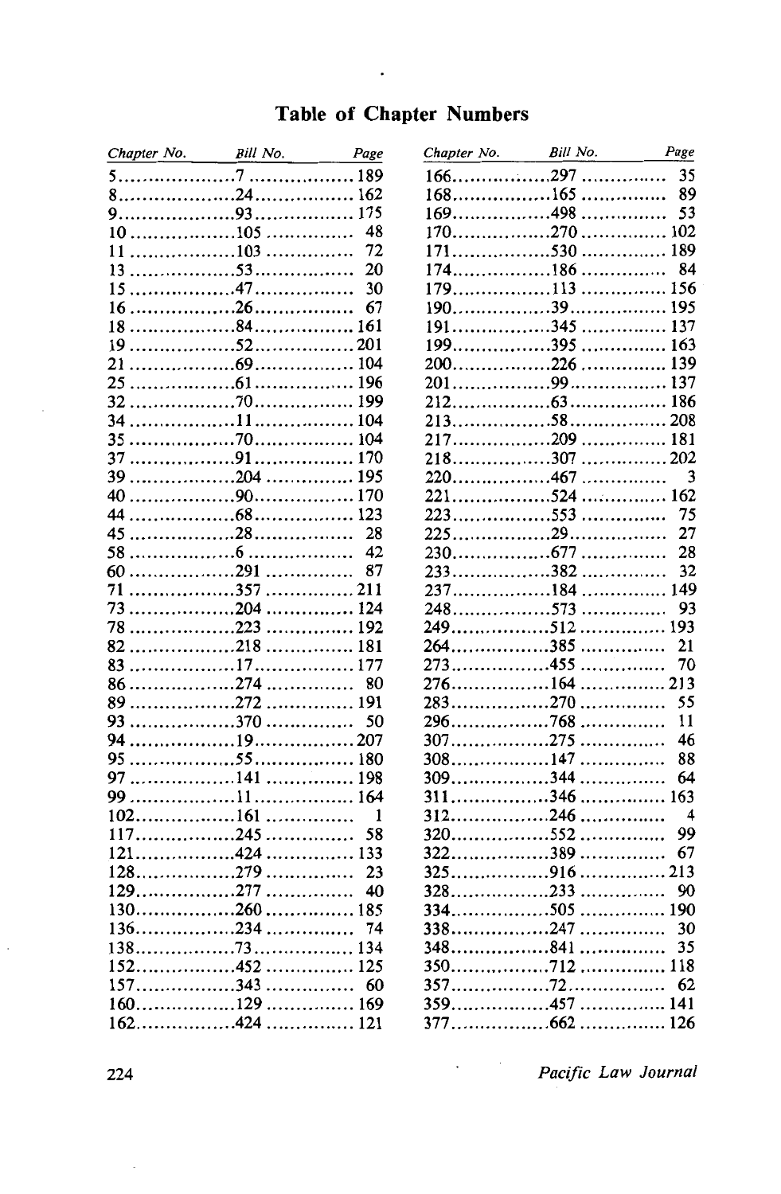## Table of Chapter Numbers

| Chapter No. | Bill No. | Page |
|---|---|---|
| 5 | 7 | 189 |
| 8 | 24 | 162 |
| 9 | 93 | 175 |
| 10 | 105 | 48 |
| 11 | 103 | 72 |
| 13 | 53 | 20 |
| 15 | 47 | 30 |
| 16 | 26 | 67 |
| 18 | 84 | 161 |
| 19 | 52 | 201 |
| 21 | 69 | 104 |
| 25 | 61 | 196 |
| 32 | 70 | 199 |
| 34 | 11 | 104 |
| 35 | 70 | 104 |
| 37 | 91 | 170 |
| 39 | 204 | 195 |
| 40 | 90 | 170 |
| 44 | 68 | 123 |
| 45 | 28 | 28 |
| 58 | 6 | 42 |
| 60 | 291 | 87 |
| 71 | 357 | 211 |
| 73 | 204 | 124 |
| 78 | 223 | 192 |
| 82 | 218 | 181 |
| 83 | 17 | 177 |
| 86 | 274 | 80 |
| 89 | 272 | 191 |
| 93 | 370 | 50 |
| 94 | 19 | 207 |
| 95 | 55 | 180 |
| 97 | 141 | 198 |
| 99 | 11 | 164 |
| 102 | 161 | 1 |
| 117 | 245 | 58 |
| 121 | 424 | 133 |
| 128 | 279 | 23 |
| 129 | 277 | 40 |
| 130 | 260 | 185 |
| 136 | 234 | 74 |
| 138 | 73 | 134 |
| 152 | 452 | 125 |
| 157 | 343 | 60 |
| 160 | 129 | 169 |
| 162 | 424 | 121 |
| 166 | 297 | 35 |
| 168 | 165 | 89 |
| 169 | 498 | 53 |
| 170 | 270 | 102 |
| 171 | 530 | 189 |
| 174 | 186 | 84 |
| 179 | 113 | 156 |
| 190 | 39 | 195 |
| 191 | 345 | 137 |
| 199 | 395 | 163 |
| 200 | 226 | 139 |
| 201 | 99 | 137 |
| 212 | 63 | 186 |
| 213 | 58 | 208 |
| 217 | 209 | 181 |
| 218 | 307 | 202 |
| 220 | 467 | 3 |
| 221 | 524 | 162 |
| 223 | 553 | 75 |
| 225 | 29 | 27 |
| 230 | 677 | 28 |
| 233 | 382 | 32 |
| 237 | 184 | 149 |
| 248 | 573 | 93 |
| 249 | 512 | 193 |
| 264 | 385 | 21 |
| 273 | 455 | 70 |
| 276 | 164 | 213 |
| 283 | 270 | 55 |
| 296 | 768 | 11 |
| 307 | 275 | 46 |
| 308 | 147 | 88 |
| 309 | 344 | 64 |
| 311 | 346 | 163 |
| 312 | 246 | 4 |
| 320 | 552 | 99 |
| 322 | 389 | 67 |
| 325 | 916 | 213 |
| 328 | 233 | 90 |
| 334 | 505 | 190 |
| 338 | 247 | 30 |
| 348 | 841 | 35 |
| 350 | 712 | 118 |
| 357 | 72 | 62 |
| 359 | 457 | 141 |
| 377 | 662 | 126 |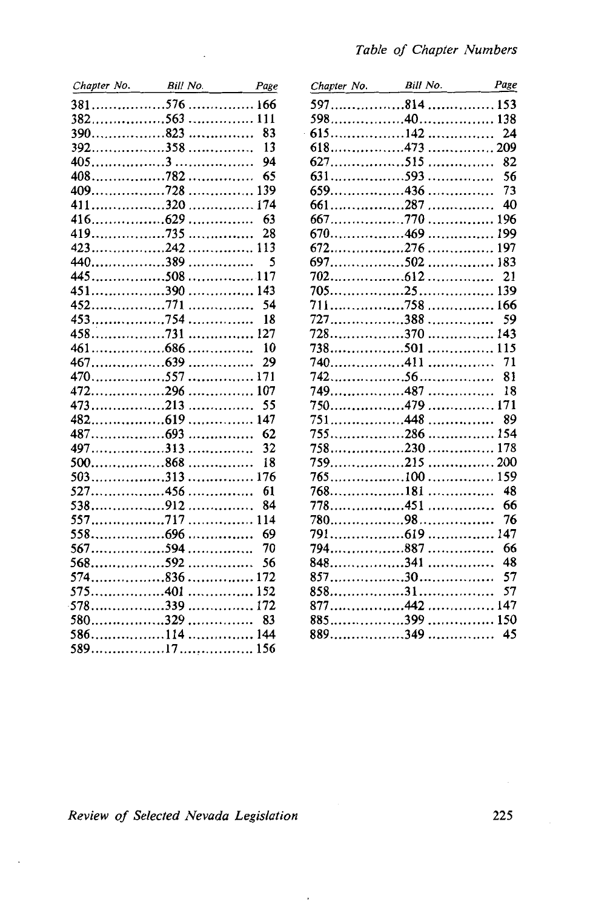| Chapter No. | Bill No. | Page |
|---|---|---|
| 381 | 576 | 166 |
| 382 | 563 | 111 |
| 390 | 823 | 83 |
| 392 | 358 | 13 |
| 405 | 3 | 94 |
| 408 | 782 | 65 |
| 409 | 728 | 139 |
| 411 | 320 | 174 |
| 416 | 629 | 63 |
| 419 | 735 | 28 |
| 423 | 242 | 113 |
| 440 | 389 | 5 |
| 445 | 508 | 117 |
| 451 | 390 | 143 |
| 452 | 771 | 54 |
| 453 | 754 | 18 |
| 458 | 731 | 127 |
| 461 | 686 | 10 |
| 467 | 639 | 29 |
| 470 | 557 | 171 |
| 472 | 296 | 107 |
| 473 | 213 | 55 |
| 482 | 619 | 147 |
| 487 | 693 | 62 |
| 497 | 313 | 32 |
| 500 | 868 | 18 |
| 503 | 313 | 176 |
| 527 | 456 | 61 |
| 538 | 912 | 84 |
| 557 | 717 | 114 |
| 558 | 696 | 69 |
| 567 | 594 | 70 |
| 568 | 592 | 56 |
| 574 | 836 | 172 |
| 575 | 401 | 152 |
| 578 | 339 | 172 |
| 580 | 329 | 83 |
| 586 | 114 | 144 |
| 589 | 17 | 156 |
| 597 | 814 | 153 |
| 598 | 40 | 138 |
| 615 | 142 | 24 |
| 618 | 473 | 209 |
| 627 | 515 | 82 |
| 631 | 593 | 56 |
| 659 | 436 | 73 |
| 661 | 287 | 40 |
| 667 | 770 | 196 |
| 670 | 469 | 199 |
| 672 | 276 | 197 |
| 697 | 502 | 183 |
| 702 | 612 | 21 |
| 705 | 25 | 139 |
| 711 | 758 | 166 |
| 727 | 388 | 59 |
| 728 | 370 | 143 |
| 738 | 501 | 115 |
| 740 | 411 | 71 |
| 742 | 56 | 81 |
| 749 | 487 | 18 |
| 750 | 479 | 171 |
| 751 | 448 | 89 |
| 755 | 286 | 154 |
| 758 | 230 | 178 |
| 759 | 215 | 200 |
| 765 | 100 | 159 |
| 768 | 181 | 48 |
| 778 | 451 | 66 |
| 780 | 98 | 76 |
| 791 | 619 | 147 |
| 794 | 887 | 66 |
| 848 | 341 | 48 |
| 857 | 30 | 57 |
| 858 | 31 | 57 |
| 877 | 442 | 147 |
| 885 | 399 | 150 |
| 889 | 349 | 45 |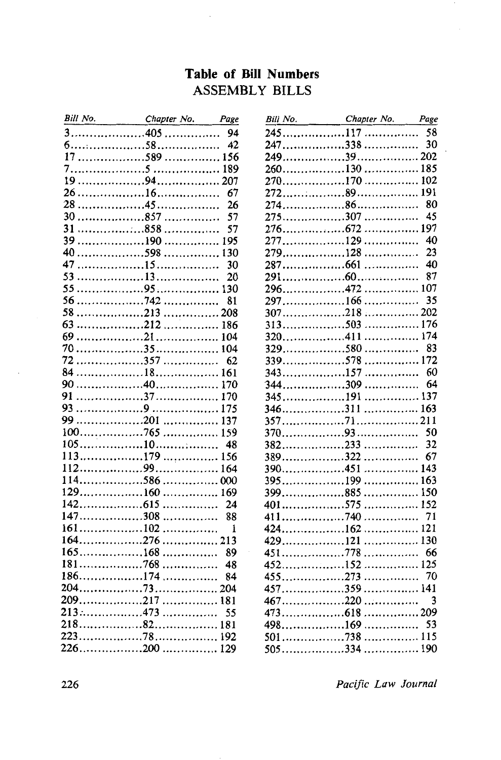# Table of Bill Numbers

## ASSEMBLY BILLS

| Bill No. | Chapter No. | Page |
|---|---|---|
| 3 | 405 | 94 |
| 6 | 58 | 42 |
| 17 | 589 | 156 |
| 7 | 5 | 189 |
| 19 | 94 | 207 |
| 26 | 16 | 67 |
| 28 | 45 | 26 |
| 30 | 857 | 57 |
| 31 | 858 | 57 |
| 39 | 190 | 195 |
| 40 | 598 | 130 |
| 47 | 15 | 30 |
| 53 | 13 | 20 |
| 55 | 95 | 130 |
| 56 | 742 | 81 |
| 58 | 213 | 208 |
| 63 | 212 | 186 |
| 69 | 21 | 104 |
| 70 | 35 | 104 |
| 72 | 357 | 62 |
| 84 | 18 | 161 |
| 90 | 40 | 170 |
| 91 | 37 | 170 |
| 93 | 9 | 175 |
| 99 | 201 | 137 |
| 100 | 765 | 159 |
| 105 | 10 | 48 |
| 113 | 179 | 156 |
| 112 | 99 | 164 |
| 114 | 586 | 000 |
| 129 | 160 | 169 |
| 142 | 615 | 24 |
| 147 | 308 | 88 |
| 161 | 102 | 1 |
| 164 | 276 | 213 |
| 165 | 168 | 89 |
| 181 | 768 | 48 |
| 186 | 174 | 84 |
| 204 | 73 | 204 |
| 209 | 217 | 181 |
| 213 | 473 | 55 |
| 218 | 82 | 181 |
| 223 | 78 | 192 |
| 226 | 200 | 129 |
| 245 | 117 | 58 |
| 247 | 338 | 30 |
| 249 | 39 | 202 |
| 260 | 130 | 185 |
| 270 | 170 | 102 |
| 272 | 89 | 191 |
| 274 | 86 | 80 |
| 275 | 307 | 45 |
| 276 | 672 | 197 |
| 277 | 129 | 40 |
| 279 | 128 | 23 |
| 287 | 661 | 40 |
| 291 | 60 | 87 |
| 296 | 472 | 107 |
| 297 | 166 | 35 |
| 307 | 218 | 202 |
| 313 | 503 | 176 |
| 320 | 411 | 174 |
| 329 | 580 | 83 |
| 339 | 578 | 172 |
| 343 | 157 | 60 |
| 344 | 309 | 64 |
| 345 | 191 | 137 |
| 346 | 311 | 163 |
| 357 | 71 | 211 |
| 370 | 93 | 50 |
| 382 | 233 | 32 |
| 389 | 322 | 67 |
| 390 | 451 | 143 |
| 395 | 199 | 163 |
| 399 | 885 | 150 |
| 401 | 575 | 152 |
| 411 | 740 | 71 |
| 424 | 162 | 121 |
| 429 | 121 | 130 |
| 451 | 778 | 66 |
| 452 | 152 | 125 |
| 455 | 273 | 70 |
| 457 | 359 | 141 |
| 467 | 220 | 3 |
| 473 | 618 | 209 |
| 498 | 169 | 53 |
| 501 | 738 | 115 |
| 505 | 334 | 190 |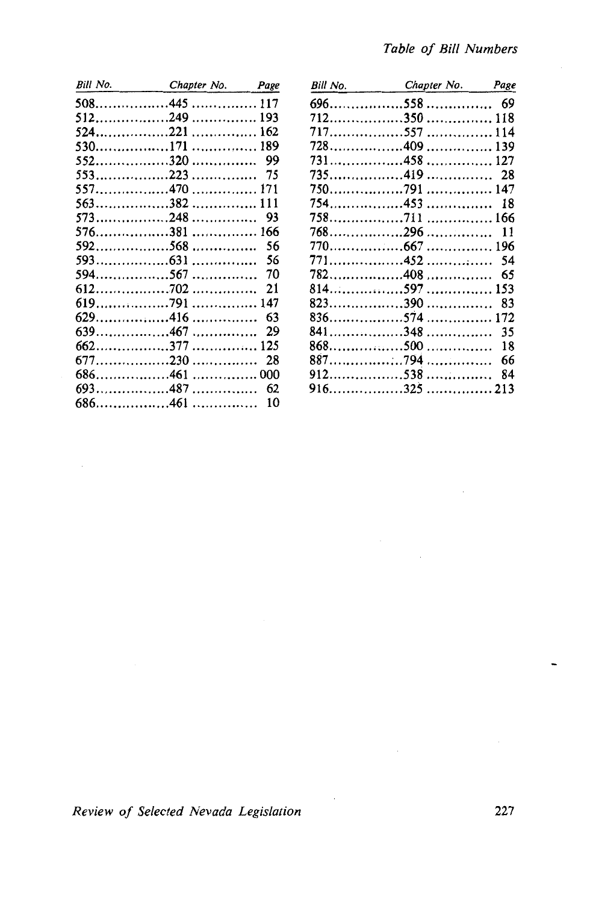| Bill No. | Chapter No. | Page |
|---|---|---|
| 508 | 445 | 117 |
| 512 | 249 | 193 |
| 524 | 221 | 162 |
| 530 | 171 | 189 |
| 552 | 320 | 99 |
| 553 | 223 | 75 |
| 557 | 470 | 171 |
| 563 | 382 | 111 |
| 573 | 248 | 93 |
| 576 | 381 | 166 |
| 592 | 568 | 56 |
| 593 | 631 | 56 |
| 594 | 567 | 70 |
| 612 | 702 | 21 |
| 619 | 791 | 147 |
| 629 | 416 | 63 |
| 639 | 467 | 29 |
| 662 | 377 | 125 |
| 677 | 230 | 28 |
| 686 | 461 | 000 |
| 693 | 487 | 62 |
| 686 | 461 | 10 |
| 696 | 558 | 69 |
| 712 | 350 | 118 |
| 717 | 557 | 114 |
| 728 | 409 | 139 |
| 731 | 458 | 127 |
| 735 | 419 | 28 |
| 750 | 791 | 147 |
| 754 | 453 | 18 |
| 758 | 711 | 166 |
| 768 | 296 | 11 |
| 770 | 667 | 196 |
| 771 | 452 | 54 |
| 782 | 408 | 65 |
| 814 | 597 | 153 |
| 823 | 390 | 83 |
| 836 | 574 | 172 |
| 841 | 348 | 35 |
| 868 | 500 | 18 |
| 887 | 794 | 66 |
| 912 | 538 | 84 |
| 916 | 325 | 213 |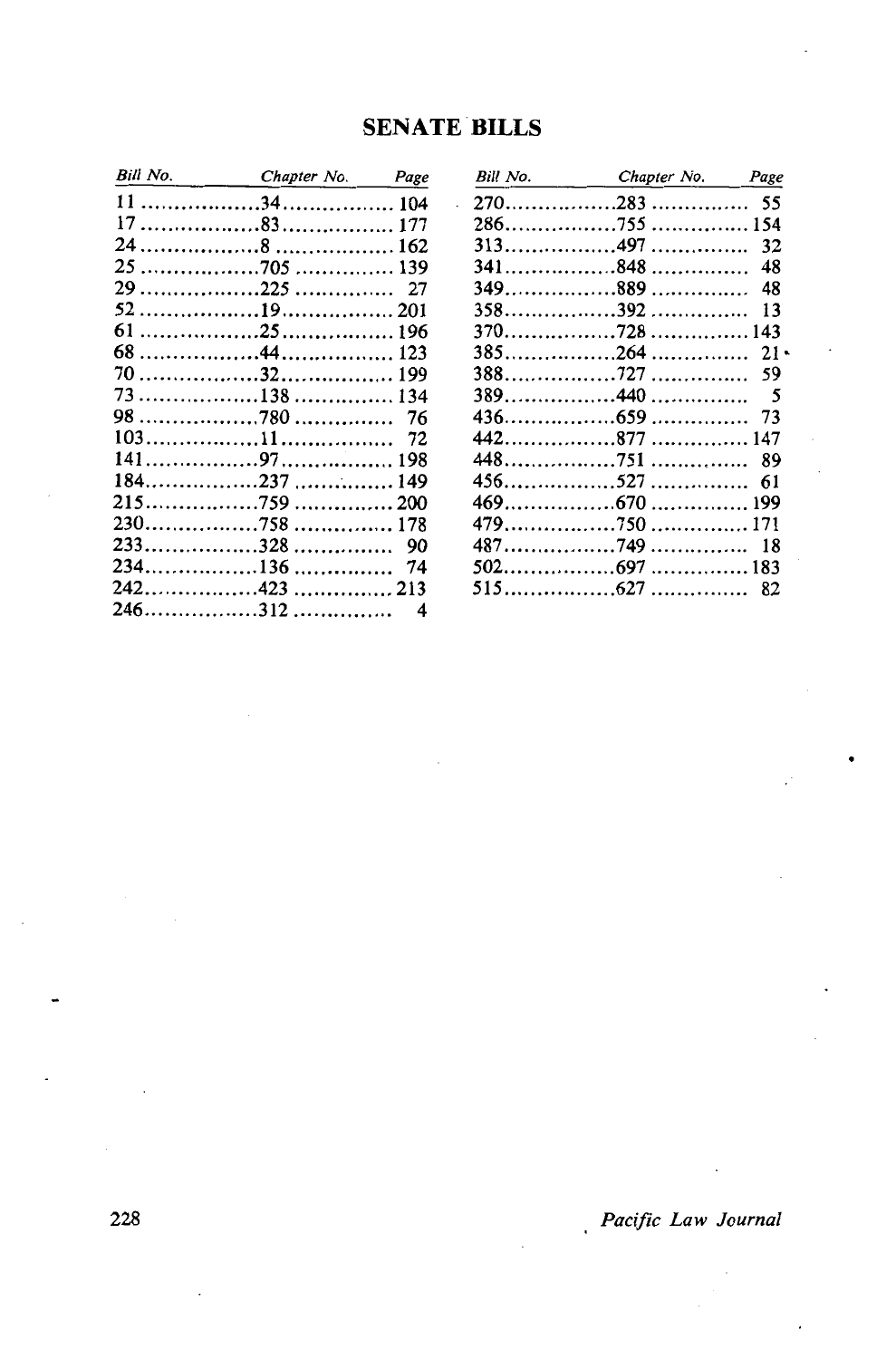## SENATE BILLS

| Bill No. | Chapter No. | Page |
|---|---|---|
| 11 | 34 | 104 |
| 17 | 83 | 177 |
| 24 | 8 | 162 |
| 25 | 705 | 139 |
| 29 | 225 | 27 |
| 52 | 19 | 201 |
| 61 | 25 | 196 |
| 68 | 44 | 123 |
| 70 | 32 | 199 |
| 73 | 138 | 134 |
| 98 | 780 | 76 |
| 103 | 11 | 72 |
| 141 | 97 | 198 |
| 184 | 237 | 149 |
| 215 | 759 | 200 |
| 230 | 758 | 178 |
| 233 | 328 | 90 |
| 234 | 136 | 74 |
| 242 | 423 | 213 |
| 246 | 312 | 4 |
| 270 | 283 | 55 |
| 286 | 755 | 154 |
| 313 | 497 | 32 |
| 341 | 848 | 48 |
| 349 | 889 | 48 |
| 358 | 392 | 13 |
| 370 | 728 | 143 |
| 385 | 264 | 21 |
| 388 | 727 | 59 |
| 389 | 440 | 5 |
| 436 | 659 | 73 |
| 442 | 877 | 147 |
| 448 | 751 | 89 |
| 456 | 527 | 61 |
| 469 | 670 | 199 |
| 479 | 750 | 171 |
| 487 | 749 | 18 |
| 502 | 697 | 183 |
| 515 | 627 | 82 |